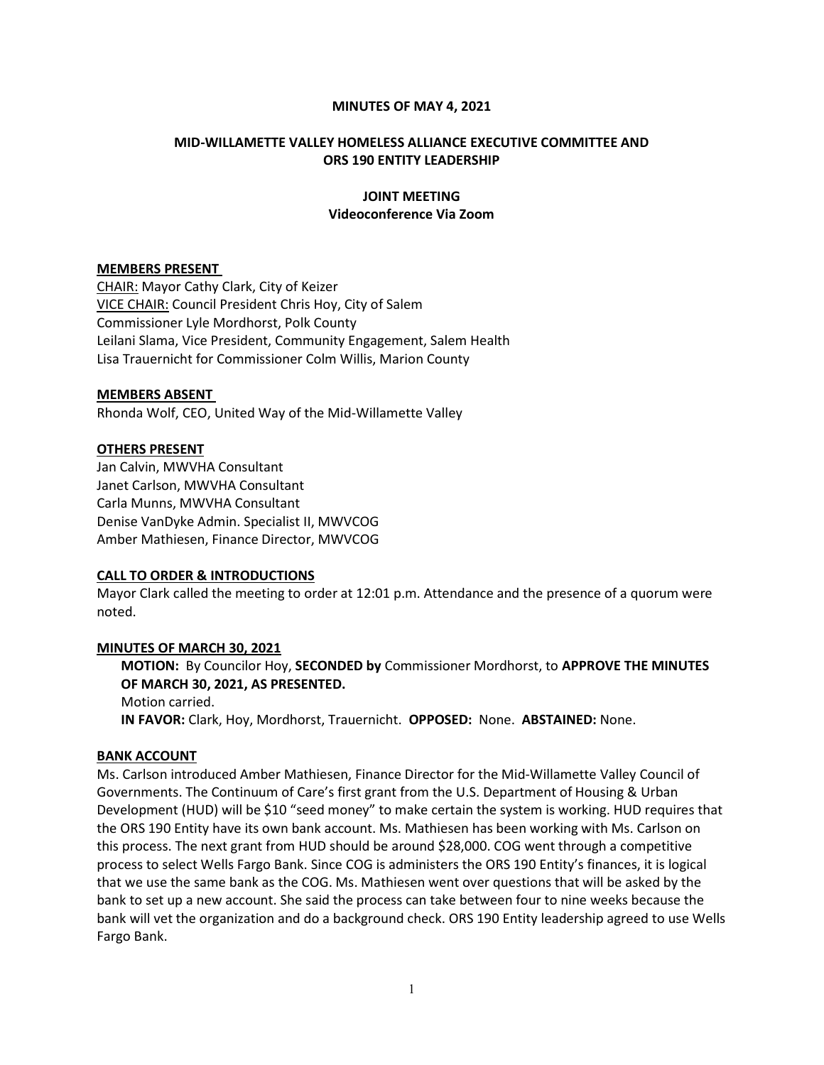**MINUTES OF MAY 4, 2021**

**MID-WILLAMETTE VALLEY HOMELESS ALLIANCE EXECUTIVE COMMITTEE AND ORS 190 ENTITY LEADERSHIP**

**JOINT MEETING**
**Videoconference Via Zoom**

**MEMBERS PRESENT**

CHAIR: Mayor Cathy Clark, City of Keizer
VICE CHAIR: Council President Chris Hoy, City of Salem
Commissioner Lyle Mordhorst, Polk County
Leilani Slama, Vice President, Community Engagement, Salem Health
Lisa Trauernicht for Commissioner Colm Willis, Marion County

**MEMBERS ABSENT**

Rhonda Wolf, CEO, United Way of the Mid-Willamette Valley

**OTHERS PRESENT**

Jan Calvin, MWVHA Consultant
Janet Carlson, MWVHA Consultant
Carla Munns, MWVHA Consultant
Denise VanDyke Admin. Specialist II, MWVCOG
Amber Mathiesen, Finance Director, MWVCOG

**CALL TO ORDER & INTRODUCTIONS**

Mayor Clark called the meeting to order at 12:01 p.m. Attendance and the presence of a quorum were noted.

**MINUTES OF MARCH 30, 2021**

**MOTION:** By Councilor Hoy, **SECONDED by** Commissioner Mordhorst, to **APPROVE THE MINUTES OF MARCH 30, 2021, AS PRESENTED.**
Motion carried.
**IN FAVOR:** Clark, Hoy, Mordhorst, Trauernicht. **OPPOSED:** None. **ABSTAINED:** None.

**BANK ACCOUNT**

Ms. Carlson introduced Amber Mathiesen, Finance Director for the Mid-Willamette Valley Council of Governments. The Continuum of Care's first grant from the U.S. Department of Housing & Urban Development (HUD) will be $10 "seed money" to make certain the system is working. HUD requires that the ORS 190 Entity have its own bank account. Ms. Mathiesen has been working with Ms. Carlson on this process. The next grant from HUD should be around $28,000. COG went through a competitive process to select Wells Fargo Bank. Since COG is administers the ORS 190 Entity's finances, it is logical that we use the same bank as the COG. Ms. Mathiesen went over questions that will be asked by the bank to set up a new account. She said the process can take between four to nine weeks because the bank will vet the organization and do a background check. ORS 190 Entity leadership agreed to use Wells Fargo Bank.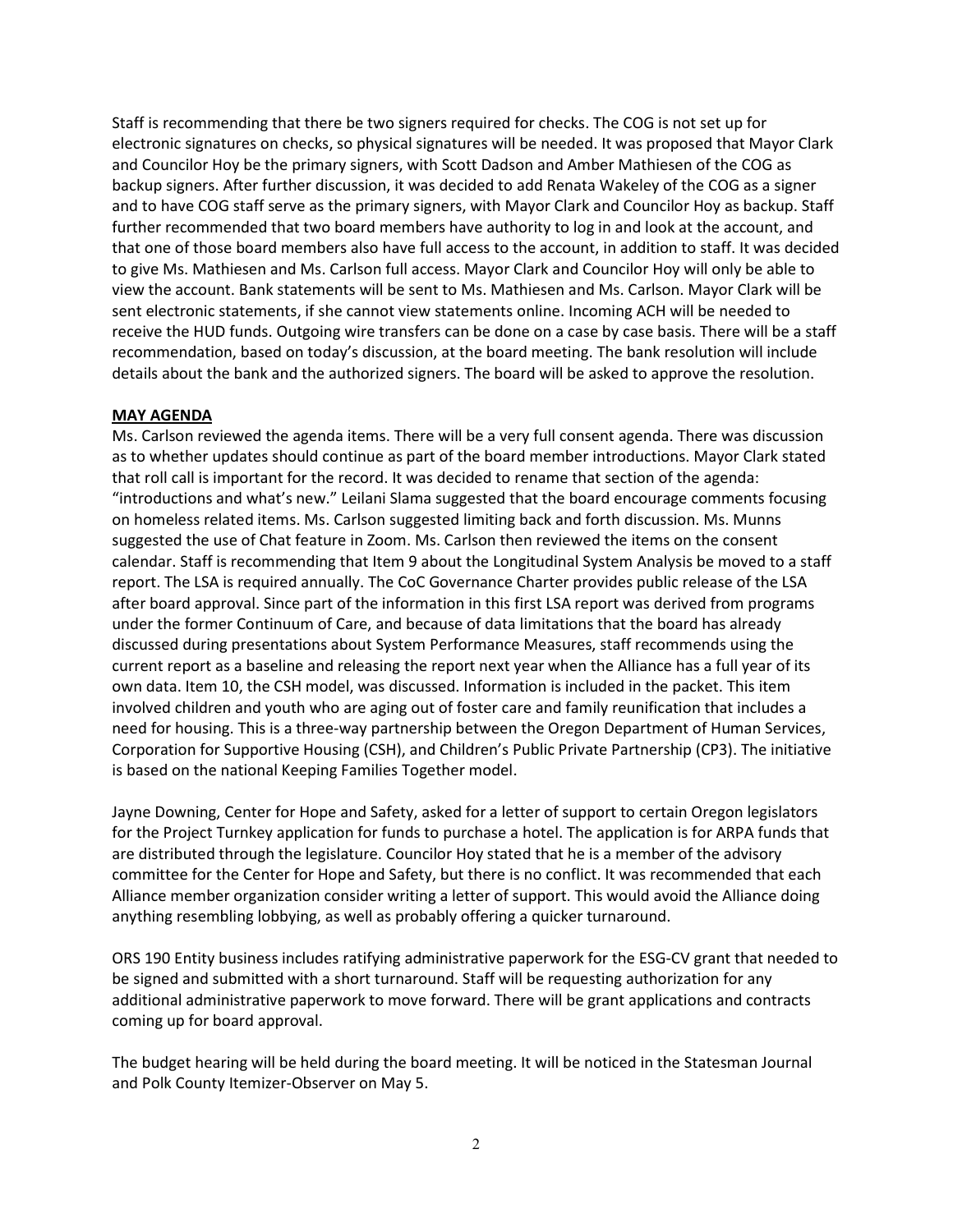Staff is recommending that there be two signers required for checks. The COG is not set up for electronic signatures on checks, so physical signatures will be needed. It was proposed that Mayor Clark and Councilor Hoy be the primary signers, with Scott Dadson and Amber Mathiesen of the COG as backup signers. After further discussion, it was decided to add Renata Wakeley of the COG as a signer and to have COG staff serve as the primary signers, with Mayor Clark and Councilor Hoy as backup. Staff further recommended that two board members have authority to log in and look at the account, and that one of those board members also have full access to the account, in addition to staff. It was decided to give Ms. Mathiesen and Ms. Carlson full access. Mayor Clark and Councilor Hoy will only be able to view the account. Bank statements will be sent to Ms. Mathiesen and Ms. Carlson. Mayor Clark will be sent electronic statements, if she cannot view statements online. Incoming ACH will be needed to receive the HUD funds. Outgoing wire transfers can be done on a case by case basis. There will be a staff recommendation, based on today's discussion, at the board meeting. The bank resolution will include details about the bank and the authorized signers. The board will be asked to approve the resolution.

**MAY AGENDA**

Ms. Carlson reviewed the agenda items. There will be a very full consent agenda. There was discussion as to whether updates should continue as part of the board member introductions. Mayor Clark stated that roll call is important for the record. It was decided to rename that section of the agenda: "introductions and what's new." Leilani Slama suggested that the board encourage comments focusing on homeless related items. Ms. Carlson suggested limiting back and forth discussion. Ms. Munns suggested the use of Chat feature in Zoom. Ms. Carlson then reviewed the items on the consent calendar. Staff is recommending that Item 9 about the Longitudinal System Analysis be moved to a staff report. The LSA is required annually. The CoC Governance Charter provides public release of the LSA after board approval. Since part of the information in this first LSA report was derived from programs under the former Continuum of Care, and because of data limitations that the board has already discussed during presentations about System Performance Measures, staff recommends using the current report as a baseline and releasing the report next year when the Alliance has a full year of its own data. Item 10, the CSH model, was discussed. Information is included in the packet. This item involved children and youth who are aging out of foster care and family reunification that includes a need for housing. This is a three-way partnership between the Oregon Department of Human Services, Corporation for Supportive Housing (CSH), and Children's Public Private Partnership (CP3). The initiative is based on the national Keeping Families Together model.

Jayne Downing, Center for Hope and Safety, asked for a letter of support to certain Oregon legislators for the Project Turnkey application for funds to purchase a hotel. The application is for ARPA funds that are distributed through the legislature. Councilor Hoy stated that he is a member of the advisory committee for the Center for Hope and Safety, but there is no conflict. It was recommended that each Alliance member organization consider writing a letter of support. This would avoid the Alliance doing anything resembling lobbying, as well as probably offering a quicker turnaround.

ORS 190 Entity business includes ratifying administrative paperwork for the ESG-CV grant that needed to be signed and submitted with a short turnaround. Staff will be requesting authorization for any additional administrative paperwork to move forward. There will be grant applications and contracts coming up for board approval.

The budget hearing will be held during the board meeting. It will be noticed in the Statesman Journal and Polk County Itemizer-Observer on May 5.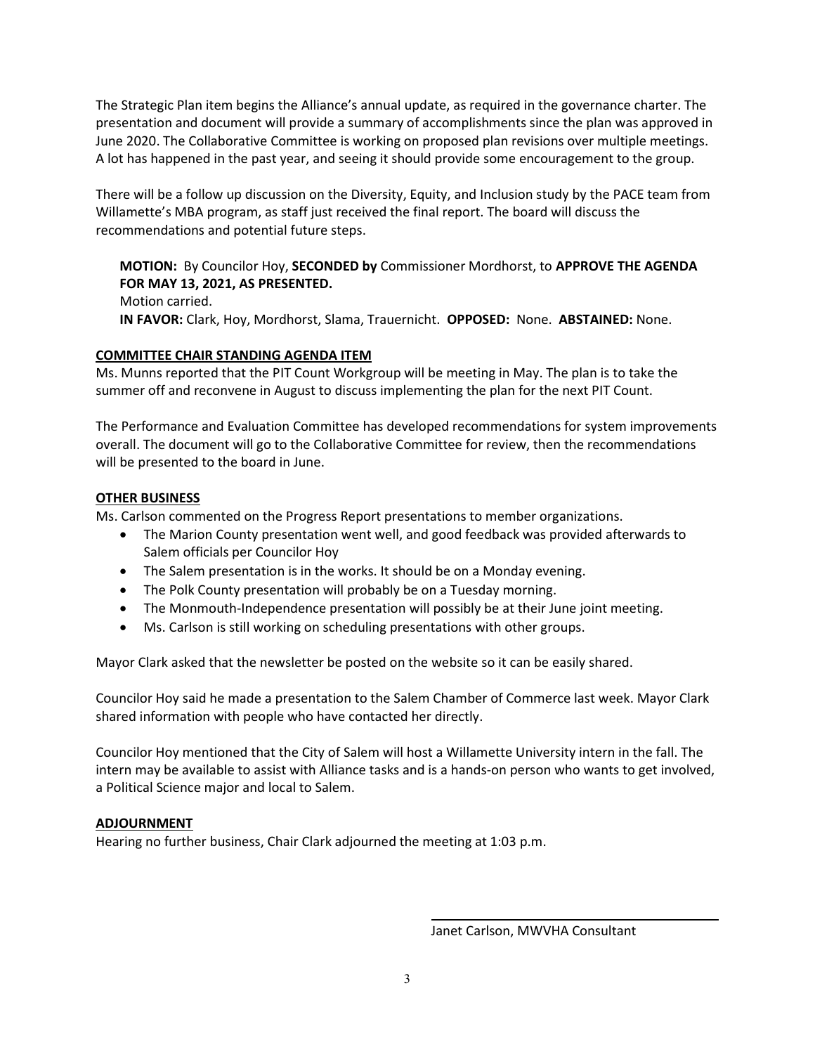The Strategic Plan item begins the Alliance's annual update, as required in the governance charter. The presentation and document will provide a summary of accomplishments since the plan was approved in June 2020. The Collaborative Committee is working on proposed plan revisions over multiple meetings. A lot has happened in the past year, and seeing it should provide some encouragement to the group.

There will be a follow up discussion on the Diversity, Equity, and Inclusion study by the PACE team from Willamette's MBA program, as staff just received the final report. The board will discuss the recommendations and potential future steps.

> **MOTION:** By Councilor Hoy, **SECONDED by** Commissioner Mordhorst, to **APPROVE THE AGENDA FOR MAY 13, 2021, AS PRESENTED.**
> Motion carried.
> **IN FAVOR:** Clark, Hoy, Mordhorst, Slama, Trauernicht. **OPPOSED:** None. **ABSTAINED:** None.

**COMMITTEE CHAIR STANDING AGENDA ITEM**

Ms. Munns reported that the PIT Count Workgroup will be meeting in May. The plan is to take the summer off and reconvene in August to discuss implementing the plan for the next PIT Count.

The Performance and Evaluation Committee has developed recommendations for system improvements overall. The document will go to the Collaborative Committee for review, then the recommendations will be presented to the board in June.

**OTHER BUSINESS**

Ms. Carlson commented on the Progress Report presentations to member organizations.

- The Marion County presentation went well, and good feedback was provided afterwards to Salem officials per Councilor Hoy
- The Salem presentation is in the works. It should be on a Monday evening.
- The Polk County presentation will probably be on a Tuesday morning.
- The Monmouth-Independence presentation will possibly be at their June joint meeting.
- Ms. Carlson is still working on scheduling presentations with other groups.

Mayor Clark asked that the newsletter be posted on the website so it can be easily shared.

Councilor Hoy said he made a presentation to the Salem Chamber of Commerce last week. Mayor Clark shared information with people who have contacted her directly.

Councilor Hoy mentioned that the City of Salem will host a Willamette University intern in the fall. The intern may be available to assist with Alliance tasks and is a hands-on person who wants to get involved, a Political Science major and local to Salem.

**ADJOURNMENT**

Hearing no further business, Chair Clark adjourned the meeting at 1:03 p.m.

Janet Carlson, MWVHA Consultant